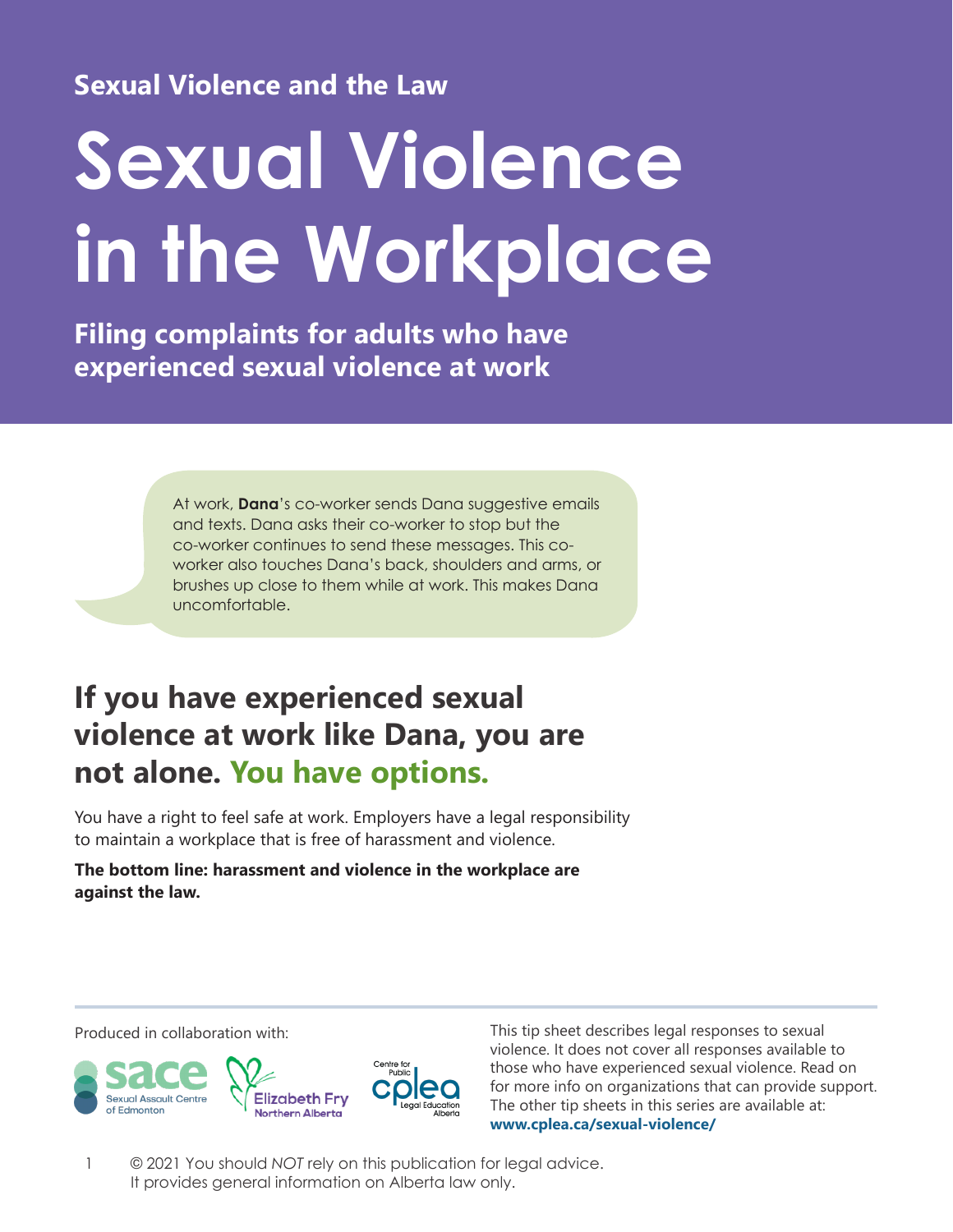Sexual Violence and the Law

# Sexual Violence in the Workplace

**Filing complaints for adults who have experienced sexual violence at work**

At work, **Dana**'s co-worker sends Dana suggestive emails and texts. Dana asks their co-worker to stop but the co-worker continues to send these messages. This co-worker also touches Dana's back, shoulders and arms, or brushes up close to them while at work. This makes Dana uncomfortable.

## If you have experienced sexual violence at work like Dana, you are not alone. You have options.

You have a right to feel safe at work. Employers have a legal responsibility to maintain a workplace that is free of harassment and violence.

**The bottom line: harassment and violence in the workplace are against the law.**

Produced in collaboration with:

sace Sexual Assault Centre of Edmonton

Elizabeth Fry Northern Alberta

Centre for Public cplea Legal Education Alberta

This tip sheet describes legal responses to sexual violence. It does not cover all responses available to those who have experienced sexual violence. Read on for more info on organizations that can provide support. The other tip sheets in this series are available at: **www.cplea.ca/sexual-violence/**

© 2021 You should *NOT* rely on this publication for legal advice. It provides general information on Alberta law only.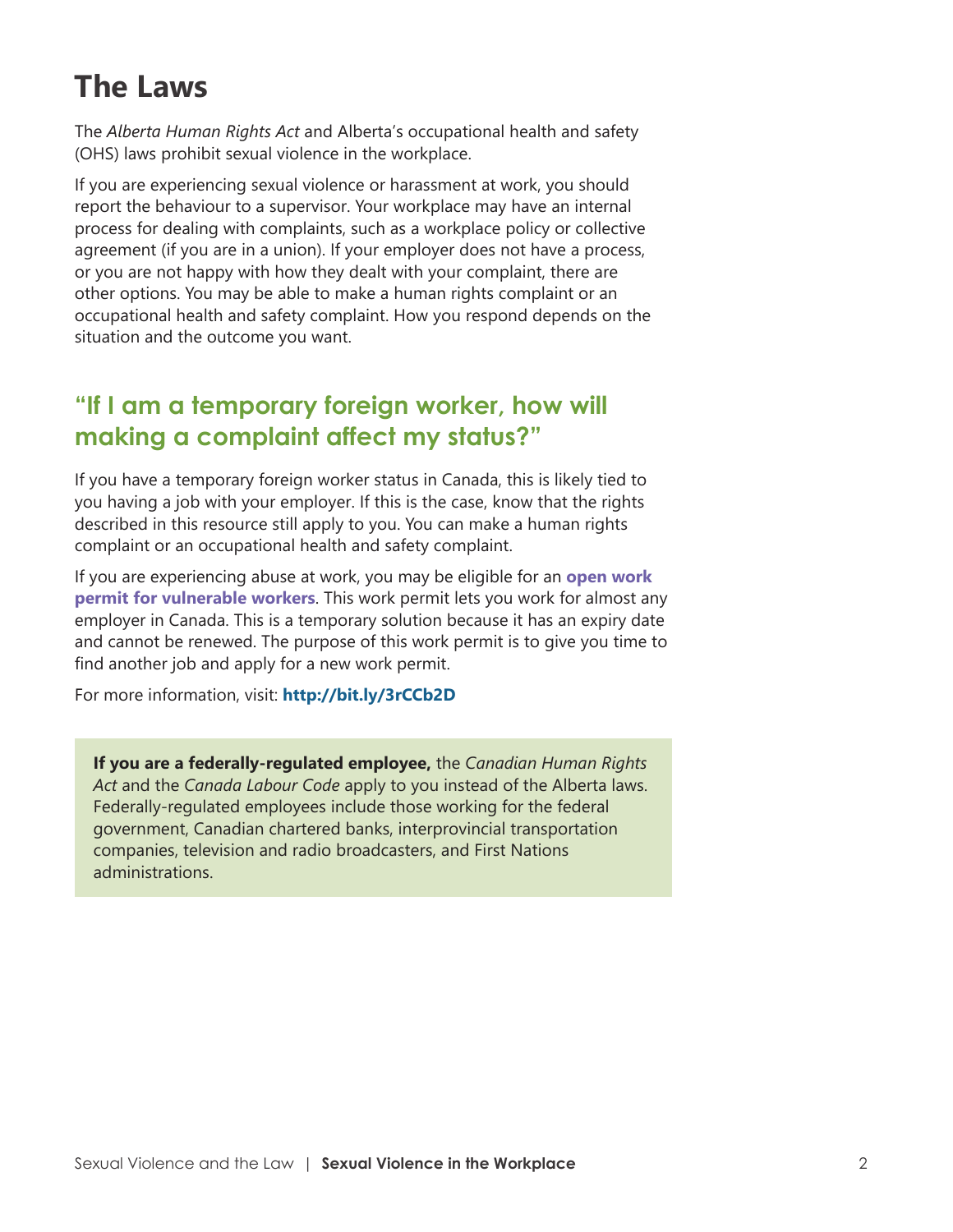# The Laws

The *Alberta Human Rights Act* and Alberta's occupational health and safety (OHS) laws prohibit sexual violence in the workplace.

If you are experiencing sexual violence or harassment at work, you should report the behaviour to a supervisor. Your workplace may have an internal process for dealing with complaints, such as a workplace policy or collective agreement (if you are in a union). If your employer does not have a process, or you are not happy with how they dealt with your complaint, there are other options. You may be able to make a human rights complaint or an occupational health and safety complaint. How you respond depends on the situation and the outcome you want.

## "If I am a temporary foreign worker, how will making a complaint affect my status?"

If you have a temporary foreign worker status in Canada, this is likely tied to you having a job with your employer. If this is the case, know that the rights described in this resource still apply to you. You can make a human rights complaint or an occupational health and safety complaint.

If you are experiencing abuse at work, you may be eligible for an **open work permit for vulnerable workers**. This work permit lets you work for almost any employer in Canada. This is a temporary solution because it has an expiry date and cannot be renewed. The purpose of this work permit is to give you time to find another job and apply for a new work permit.

For more information, visit: **http://bit.ly/3rCCb2D**

**If you are a federally-regulated employee,** the *Canadian Human Rights Act* and the *Canada Labour Code* apply to you instead of the Alberta laws. Federally-regulated employees include those working for the federal government, Canadian chartered banks, interprovincial transportation companies, television and radio broadcasters, and First Nations administrations.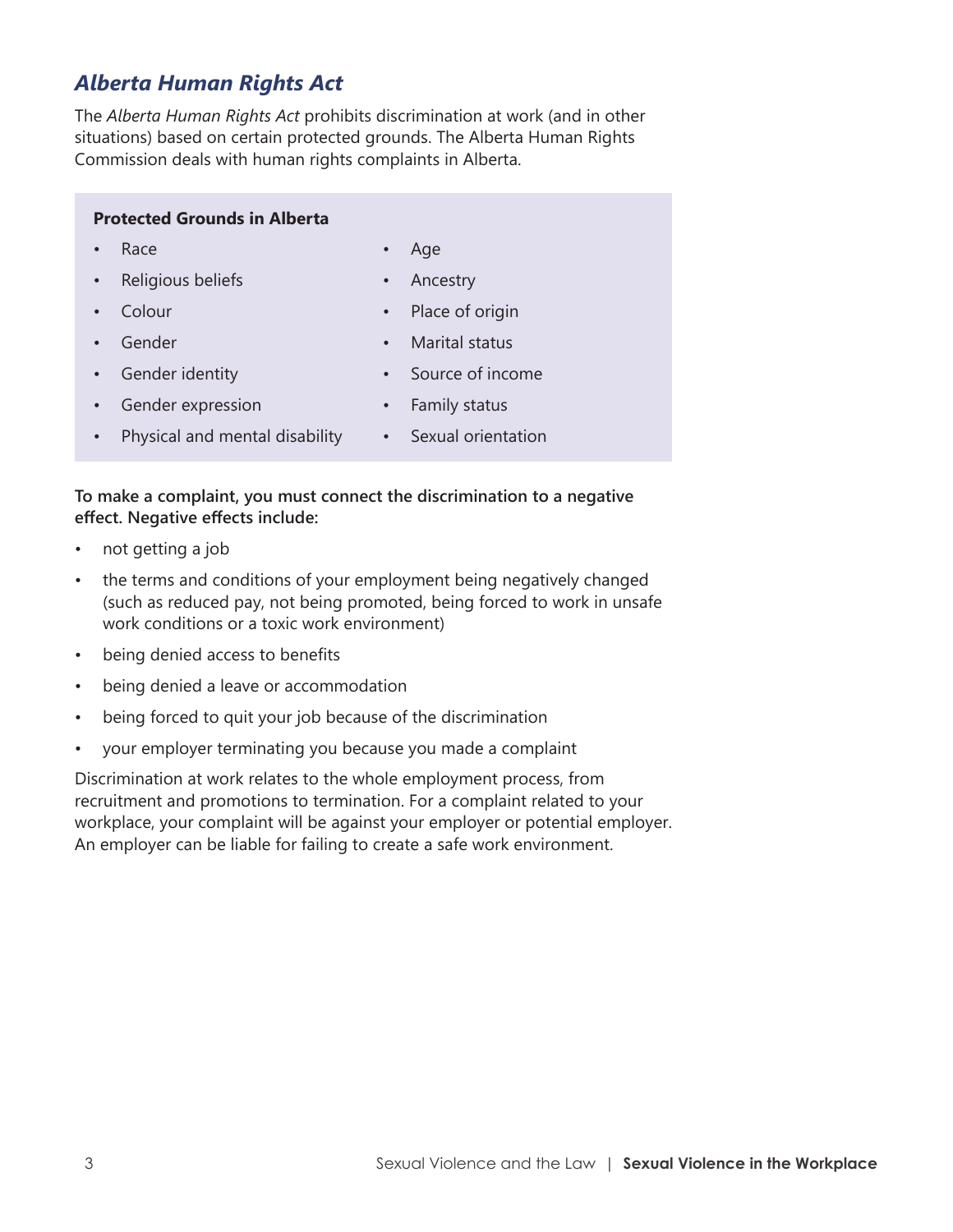## *Alberta Human Rights Act*

The *Alberta Human Rights Act* prohibits discrimination at work (and in other situations) based on certain protected grounds. The Alberta Human Rights Commission deals with human rights complaints in Alberta.

**Protected Grounds in Alberta**

- Race
- Religious beliefs
- Colour
- Gender
- Gender identity
- Gender expression
- Physical and mental disability
- Age
- Ancestry
- Place of origin
- Marital status
- Source of income
- Family status
- Sexual orientation

**To make a complaint, you must connect the discrimination to a negative effect. Negative effects include:**

- not getting a job
- the terms and conditions of your employment being negatively changed (such as reduced pay, not being promoted, being forced to work in unsafe work conditions or a toxic work environment)
- being denied access to benefits
- being denied a leave or accommodation
- being forced to quit your job because of the discrimination
- your employer terminating you because you made a complaint

Discrimination at work relates to the whole employment process, from recruitment and promotions to termination. For a complaint related to your workplace, your complaint will be against your employer or potential employer. An employer can be liable for failing to create a safe work environment.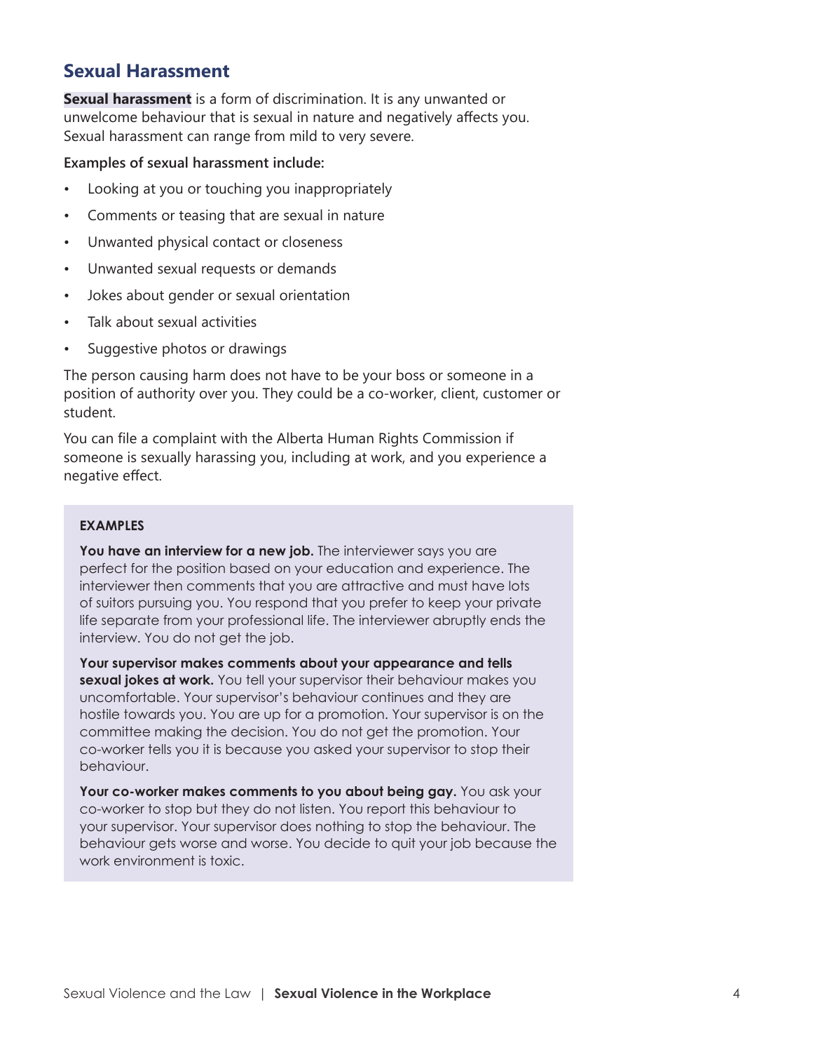## Sexual Harassment

**Sexual harassment** is a form of discrimination. It is any unwanted or unwelcome behaviour that is sexual in nature and negatively affects you. Sexual harassment can range from mild to very severe.

**Examples of sexual harassment include:**

- Looking at you or touching you inappropriately
- Comments or teasing that are sexual in nature
- Unwanted physical contact or closeness
- Unwanted sexual requests or demands
- Jokes about gender or sexual orientation
- Talk about sexual activities
- Suggestive photos or drawings

The person causing harm does not have to be your boss or someone in a position of authority over you. They could be a co-worker, client, customer or student.

You can file a complaint with the Alberta Human Rights Commission if someone is sexually harassing you, including at work, and you experience a negative effect.

**EXAMPLES**

**You have an interview for a new job.** The interviewer says you are perfect for the position based on your education and experience. The interviewer then comments that you are attractive and must have lots of suitors pursuing you. You respond that you prefer to keep your private life separate from your professional life. The interviewer abruptly ends the interview. You do not get the job.

**Your supervisor makes comments about your appearance and tells sexual jokes at work.** You tell your supervisor their behaviour makes you uncomfortable. Your supervisor's behaviour continues and they are hostile towards you. You are up for a promotion. Your supervisor is on the committee making the decision. You do not get the promotion. Your co-worker tells you it is because you asked your supervisor to stop their behaviour.

**Your co-worker makes comments to you about being gay.** You ask your co-worker to stop but they do not listen. You report this behaviour to your supervisor. Your supervisor does nothing to stop the behaviour. The behaviour gets worse and worse. You decide to quit your job because the work environment is toxic.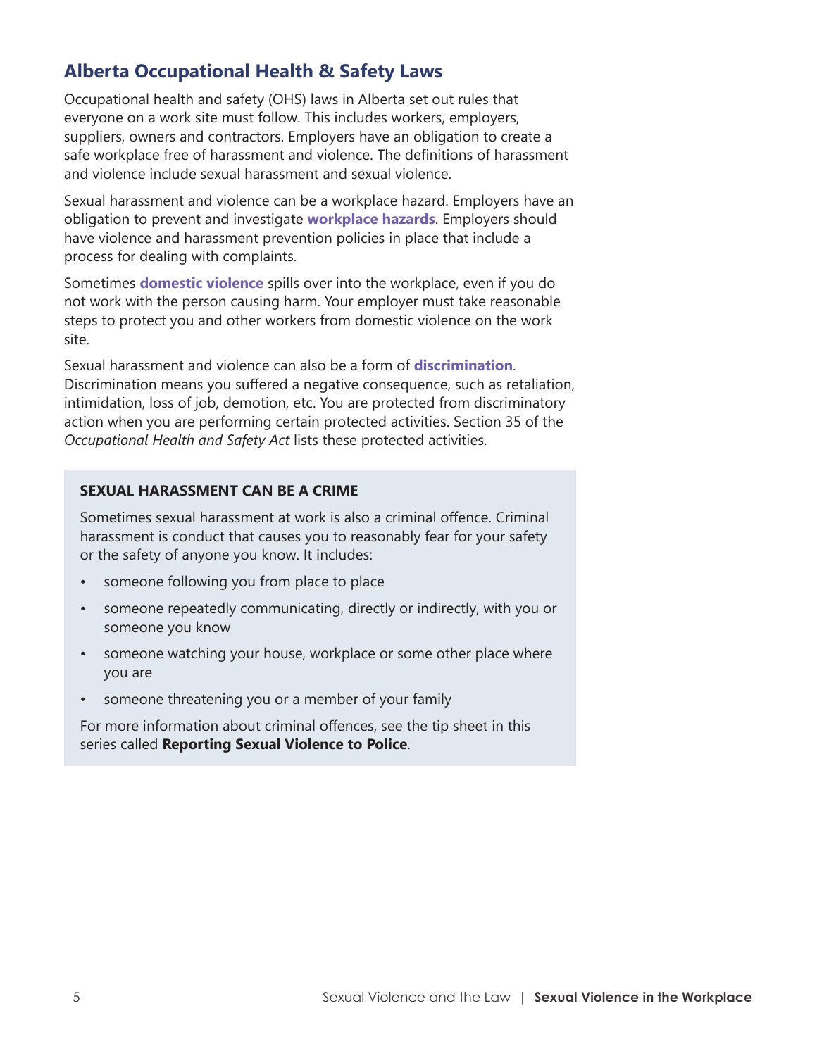## Alberta Occupational Health & Safety Laws

Occupational health and safety (OHS) laws in Alberta set out rules that everyone on a work site must follow. This includes workers, employers, suppliers, owners and contractors. Employers have an obligation to create a safe workplace free of harassment and violence. The definitions of harassment and violence include sexual harassment and sexual violence.

Sexual harassment and violence can be a workplace hazard. Employers have an obligation to prevent and investigate **workplace hazards**. Employers should have violence and harassment prevention policies in place that include a process for dealing with complaints.

Sometimes **domestic violence** spills over into the workplace, even if you do not work with the person causing harm. Your employer must take reasonable steps to protect you and other workers from domestic violence on the work site.

Sexual harassment and violence can also be a form of **discrimination**. Discrimination means you suffered a negative consequence, such as retaliation, intimidation, loss of job, demotion, etc. You are protected from discriminatory action when you are performing certain protected activities. Section 35 of the *Occupational Health and Safety Act* lists these protected activities.

### SEXUAL HARASSMENT CAN BE A CRIME

Sometimes sexual harassment at work is also a criminal offence. Criminal harassment is conduct that causes you to reasonably fear for your safety or the safety of anyone you know. It includes:

- someone following you from place to place
- someone repeatedly communicating, directly or indirectly, with you or someone you know
- someone watching your house, workplace or some other place where you are
- someone threatening you or a member of your family

For more information about criminal offences, see the tip sheet in this series called **Reporting Sexual Violence to Police**.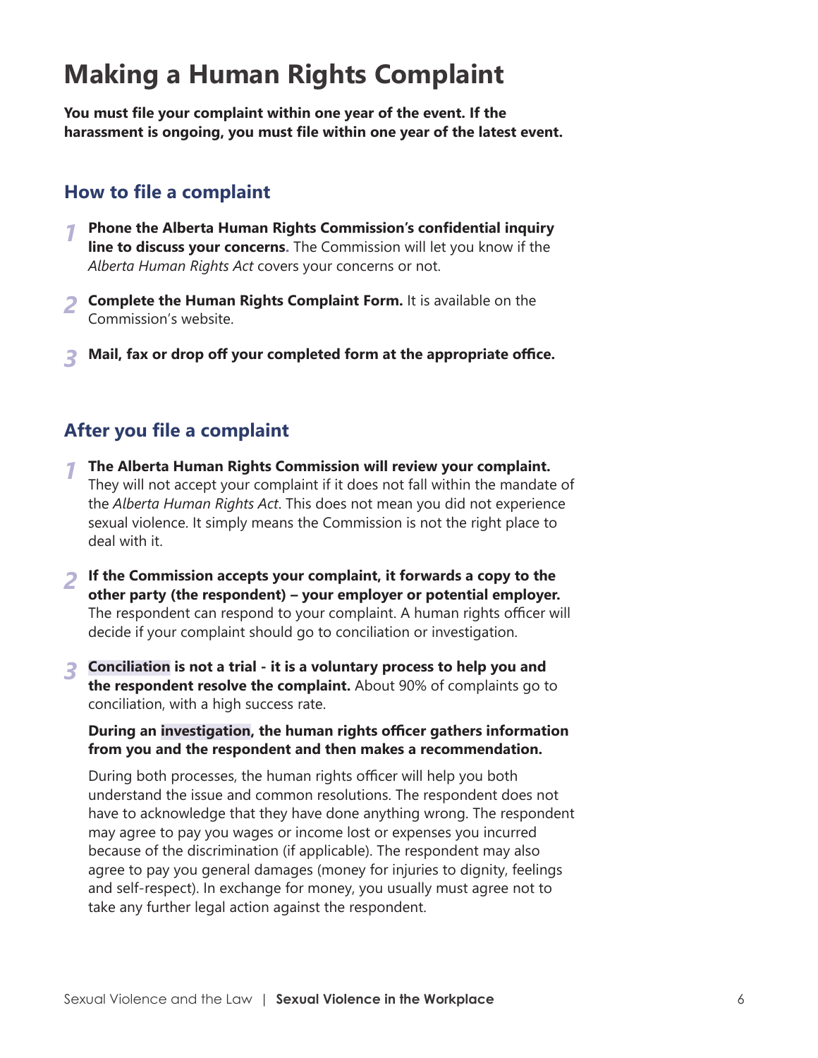# Making a Human Rights Complaint

**You must file your complaint within one year of the event. If the harassment is ongoing, you must file within one year of the latest event.**

## How to file a complaint

1. **Phone the Alberta Human Rights Commission's confidential inquiry line to discuss your concerns.** The Commission will let you know if the *Alberta Human Rights Act* covers your concerns or not.

2. **Complete the Human Rights Complaint Form.** It is available on the Commission's website.

3. **Mail, fax or drop off your completed form at the appropriate office.**

## After you file a complaint

1. **The Alberta Human Rights Commission will review your complaint.** They will not accept your complaint if it does not fall within the mandate of the *Alberta Human Rights Act*. This does not mean you did not experience sexual violence. It simply means the Commission is not the right place to deal with it.

2. **If the Commission accepts your complaint, it forwards a copy to the other party (the respondent) – your employer or potential employer.** The respondent can respond to your complaint. A human rights officer will decide if your complaint should go to conciliation or investigation.

3. **Conciliation is not a trial - it is a voluntary process to help you and the respondent resolve the complaint.** About 90% of complaints go to conciliation, with a high success rate.

   **During an investigation, the human rights officer gathers information from you and the respondent and then makes a recommendation.**

   During both processes, the human rights officer will help you both understand the issue and common resolutions. The respondent does not have to acknowledge that they have done anything wrong. The respondent may agree to pay you wages or income lost or expenses you incurred because of the discrimination (if applicable). The respondent may also agree to pay you general damages (money for injuries to dignity, feelings and self-respect). In exchange for money, you usually must agree not to take any further legal action against the respondent.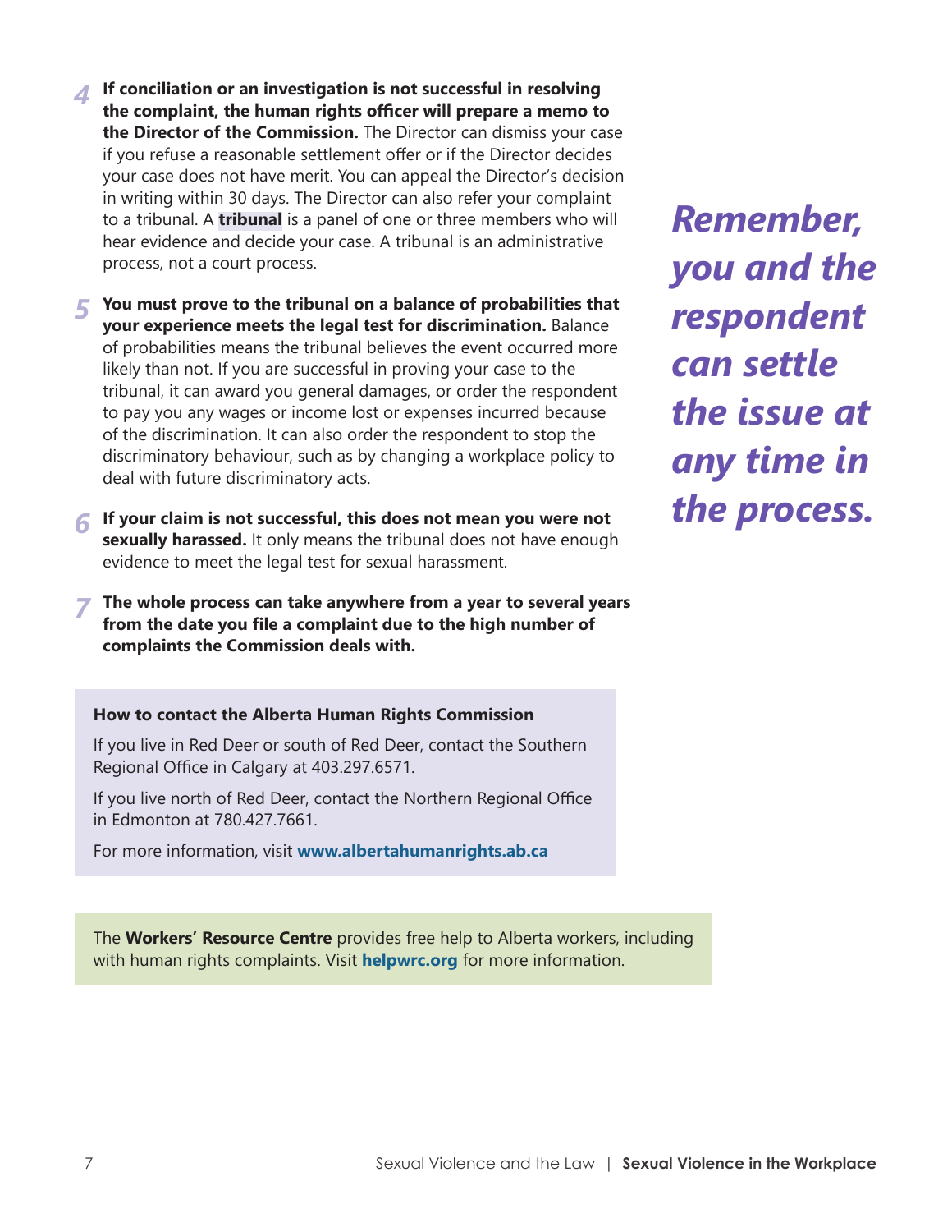4. **If conciliation or an investigation is not successful in resolving the complaint, the human rights officer will prepare a memo to the Director of the Commission.** The Director can dismiss your case if you refuse a reasonable settlement offer or if the Director decides your case does not have merit. You can appeal the Director's decision in writing within 30 days. The Director can also refer your complaint to a tribunal. A **tribunal** is a panel of one or three members who will hear evidence and decide your case. A tribunal is an administrative process, not a court process.

5. **You must prove to the tribunal on a balance of probabilities that your experience meets the legal test for discrimination.** Balance of probabilities means the tribunal believes the event occurred more likely than not. If you are successful in proving your case to the tribunal, it can award you general damages, or order the respondent to pay you any wages or income lost or expenses incurred because of the discrimination. It can also order the respondent to stop the discriminatory behaviour, such as by changing a workplace policy to deal with future discriminatory acts.

6. **If your claim is not successful, this does not mean you were not sexually harassed.** It only means the tribunal does not have enough evidence to meet the legal test for sexual harassment.

7. **The whole process can take anywhere from a year to several years from the date you file a complaint due to the high number of complaints the Commission deals with.**

***Remember, you and the respondent can settle the issue at any time in the process.***

**How to contact the Alberta Human Rights Commission**

If you live in Red Deer or south of Red Deer, contact the Southern Regional Office in Calgary at 403.297.6571.

If you live north of Red Deer, contact the Northern Regional Office in Edmonton at 780.427.7661.

For more information, visit **www.albertahumanrights.ab.ca**

The **Workers' Resource Centre** provides free help to Alberta workers, including with human rights complaints. Visit **helpwrc.org** for more information.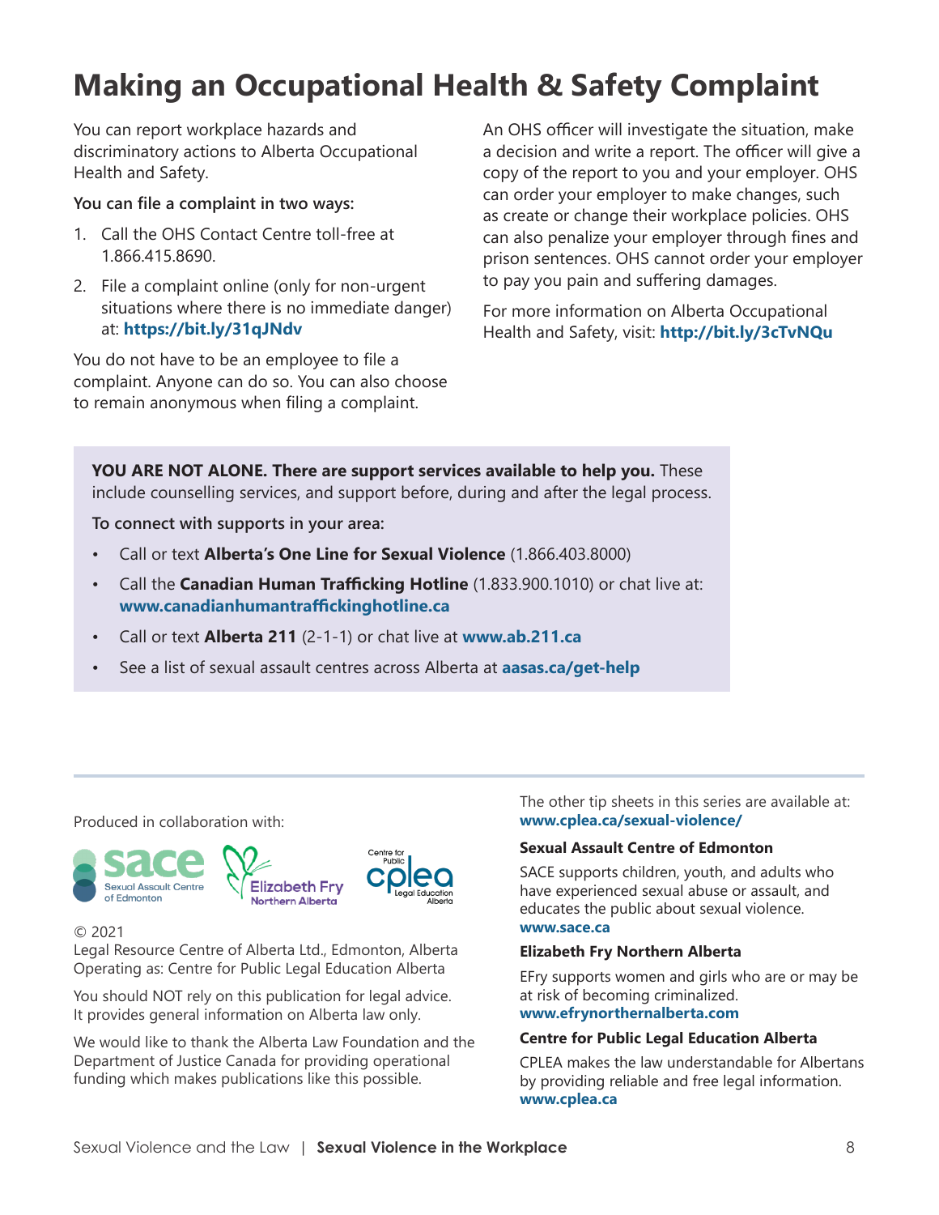# Making an Occupational Health & Safety Complaint

You can report workplace hazards and discriminatory actions to Alberta Occupational Health and Safety.

**You can file a complaint in two ways:**

1. Call the OHS Contact Centre toll-free at 1.866.415.8690.
2. File a complaint online (only for non-urgent situations where there is no immediate danger) at: **https://bit.ly/31qJNdv**

You do not have to be an employee to file a complaint. Anyone can do so. You can also choose to remain anonymous when filing a complaint.

An OHS officer will investigate the situation, make a decision and write a report. The officer will give a copy of the report to you and your employer. OHS can order your employer to make changes, such as create or change their workplace policies. OHS can also penalize your employer through fines and prison sentences. OHS cannot order your employer to pay you pain and suffering damages.

For more information on Alberta Occupational Health and Safety, visit: **http://bit.ly/3cTvNQu**

**YOU ARE NOT ALONE. There are support services available to help you.** These include counselling services, and support before, during and after the legal process.

To connect with supports in your area:

- Call or text **Alberta's One Line for Sexual Violence** (1.866.403.8000)
- Call the **Canadian Human Trafficking Hotline** (1.833.900.1010) or chat live at: **www.canadianhumantraffickinghotline.ca**
- Call or text **Alberta 211** (2-1-1) or chat live at **www.ab.211.ca**
- See a list of sexual assault centres across Alberta at **aasas.ca/get-help**

---

Produced in collaboration with:

sace Sexual Assault Centre of Edmonton | Elizabeth Fry Northern Alberta | Centre for Public Legal Education Alberta (cplea)

© 2021
Legal Resource Centre of Alberta Ltd., Edmonton, Alberta
Operating as: Centre for Public Legal Education Alberta

You should NOT rely on this publication for legal advice. It provides general information on Alberta law only.

We would like to thank the Alberta Law Foundation and the Department of Justice Canada for providing operational funding which makes publications like this possible.

The other tip sheets in this series are available at: **www.cplea.ca/sexual-violence/**

**Sexual Assault Centre of Edmonton**

SACE supports children, youth, and adults who have experienced sexual abuse or assault, and educates the public about sexual violence.
**www.sace.ca**

**Elizabeth Fry Northern Alberta**

EFry supports women and girls who are or may be at risk of becoming criminalized.
**www.efrynorthernalberta.com**

**Centre for Public Legal Education Alberta**

CPLEA makes the law understandable for Albertans by providing reliable and free legal information.
**www.cplea.ca**